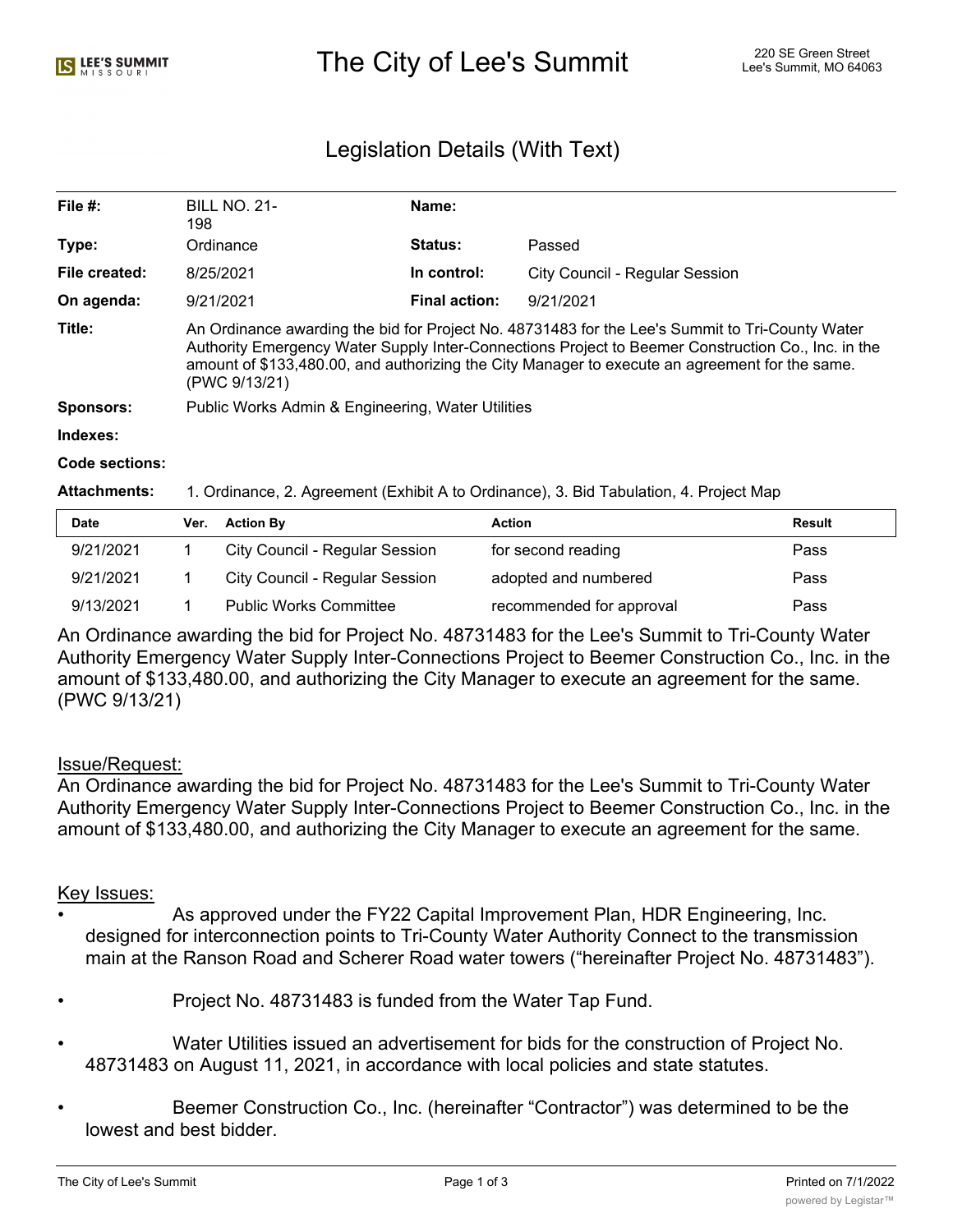# The City of Lee's Summit

220 SE Green Street
Lee's Summit, MO 64063

## Legislation Details (With Text)

| | | | |
|---|---|---|---|
| **File #:** | BILL NO. 21-198 | **Name:** | |
| **Type:** | Ordinance | **Status:** | Passed |
| **File created:** | 8/25/2021 | **In control:** | City Council - Regular Session |
| **On agenda:** | 9/21/2021 | **Final action:** | 9/21/2021 |

**Title:** An Ordinance awarding the bid for Project No. 48731483 for the Lee's Summit to Tri-County Water Authority Emergency Water Supply Inter-Connections Project to Beemer Construction Co., Inc. in the amount of $133,480.00, and authorizing the City Manager to execute an agreement for the same. (PWC 9/13/21)

**Sponsors:** Public Works Admin & Engineering, Water Utilities

**Indexes:**

**Code sections:**

**Attachments:** 1. Ordinance, 2. Agreement (Exhibit A to Ordinance), 3. Bid Tabulation, 4. Project Map

| Date | Ver. | Action By | Action | Result |
|---|---|---|---|---|
| 9/21/2021 | 1 | City Council - Regular Session | for second reading | Pass |
| 9/21/2021 | 1 | City Council - Regular Session | adopted and numbered | Pass |
| 9/13/2021 | 1 | Public Works Committee | recommended for approval | Pass |

An Ordinance awarding the bid for Project No. 48731483 for the Lee's Summit to Tri-County Water Authority Emergency Water Supply Inter-Connections Project to Beemer Construction Co., Inc. in the amount of $133,480.00, and authorizing the City Manager to execute an agreement for the same. (PWC 9/13/21)

Issue/Request:

An Ordinance awarding the bid for Project No. 48731483 for the Lee's Summit to Tri-County Water Authority Emergency Water Supply Inter-Connections Project to Beemer Construction Co., Inc. in the amount of $133,480.00, and authorizing the City Manager to execute an agreement for the same.

Key Issues:

- As approved under the FY22 Capital Improvement Plan, HDR Engineering, Inc. designed for interconnection points to Tri-County Water Authority Connect to the transmission main at the Ranson Road and Scherer Road water towers ("hereinafter Project No. 48731483").
- Project No. 48731483 is funded from the Water Tap Fund.
- Water Utilities issued an advertisement for bids for the construction of Project No. 48731483 on August 11, 2021, in accordance with local policies and state statutes.
- Beemer Construction Co., Inc. (hereinafter "Contractor") was determined to be the lowest and best bidder.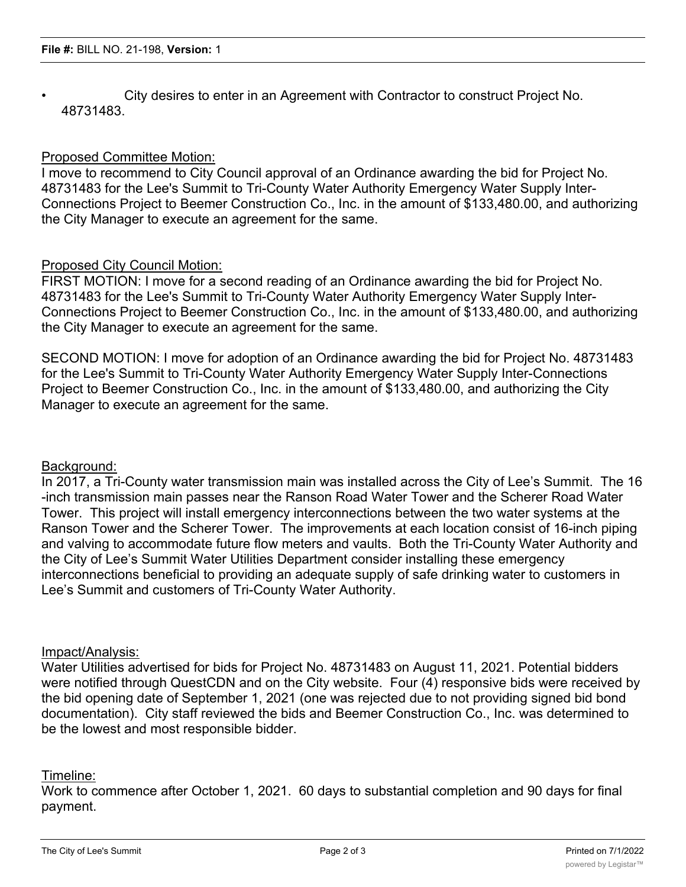- City desires to enter in an Agreement with Contractor to construct Project No. 48731483.

Proposed Committee Motion:

I move to recommend to City Council approval of an Ordinance awarding the bid for Project No. 48731483 for the Lee's Summit to Tri-County Water Authority Emergency Water Supply Inter-Connections Project to Beemer Construction Co., Inc. in the amount of $133,480.00, and authorizing the City Manager to execute an agreement for the same.

Proposed City Council Motion:

FIRST MOTION: I move for a second reading of an Ordinance awarding the bid for Project No. 48731483 for the Lee's Summit to Tri-County Water Authority Emergency Water Supply Inter-Connections Project to Beemer Construction Co., Inc. in the amount of $133,480.00, and authorizing the City Manager to execute an agreement for the same.

SECOND MOTION: I move for adoption of an Ordinance awarding the bid for Project No. 48731483 for the Lee's Summit to Tri-County Water Authority Emergency Water Supply Inter-Connections Project to Beemer Construction Co., Inc. in the amount of $133,480.00, and authorizing the City Manager to execute an agreement for the same.

Background:

In 2017, a Tri-County water transmission main was installed across the City of Lee's Summit. The 16-inch transmission main passes near the Ranson Road Water Tower and the Scherer Road Water Tower. This project will install emergency interconnections between the two water systems at the Ranson Tower and the Scherer Tower. The improvements at each location consist of 16-inch piping and valving to accommodate future flow meters and vaults. Both the Tri-County Water Authority and the City of Lee's Summit Water Utilities Department consider installing these emergency interconnections beneficial to providing an adequate supply of safe drinking water to customers in Lee's Summit and customers of Tri-County Water Authority.

Impact/Analysis:

Water Utilities advertised for bids for Project No. 48731483 on August 11, 2021. Potential bidders were notified through QuestCDN and on the City website. Four (4) responsive bids were received by the bid opening date of September 1, 2021 (one was rejected due to not providing signed bid bond documentation). City staff reviewed the bids and Beemer Construction Co., Inc. was determined to be the lowest and most responsible bidder.

Timeline:

Work to commence after October 1, 2021. 60 days to substantial completion and 90 days for final payment.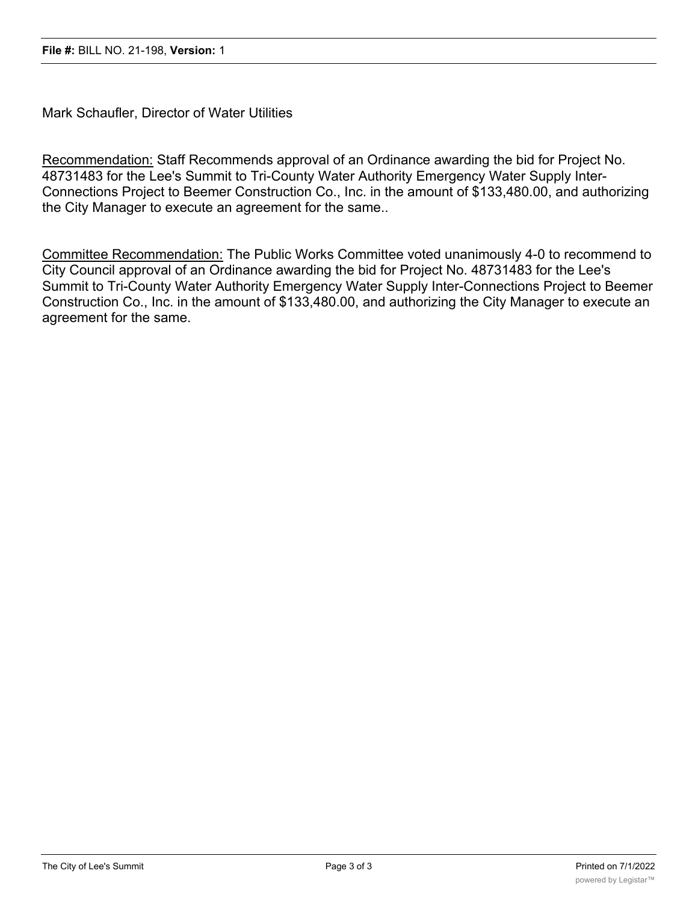Mark Schaufler, Director of Water Utilities

Recommendation: Staff Recommends approval of an Ordinance awarding the bid for Project No. 48731483 for the Lee's Summit to Tri-County Water Authority Emergency Water Supply Inter-Connections Project to Beemer Construction Co., Inc. in the amount of $133,480.00, and authorizing the City Manager to execute an agreement for the same..

Committee Recommendation: The Public Works Committee voted unanimously 4-0 to recommend to City Council approval of an Ordinance awarding the bid for Project No. 48731483 for the Lee's Summit to Tri-County Water Authority Emergency Water Supply Inter-Connections Project to Beemer Construction Co., Inc. in the amount of $133,480.00, and authorizing the City Manager to execute an agreement for the same.